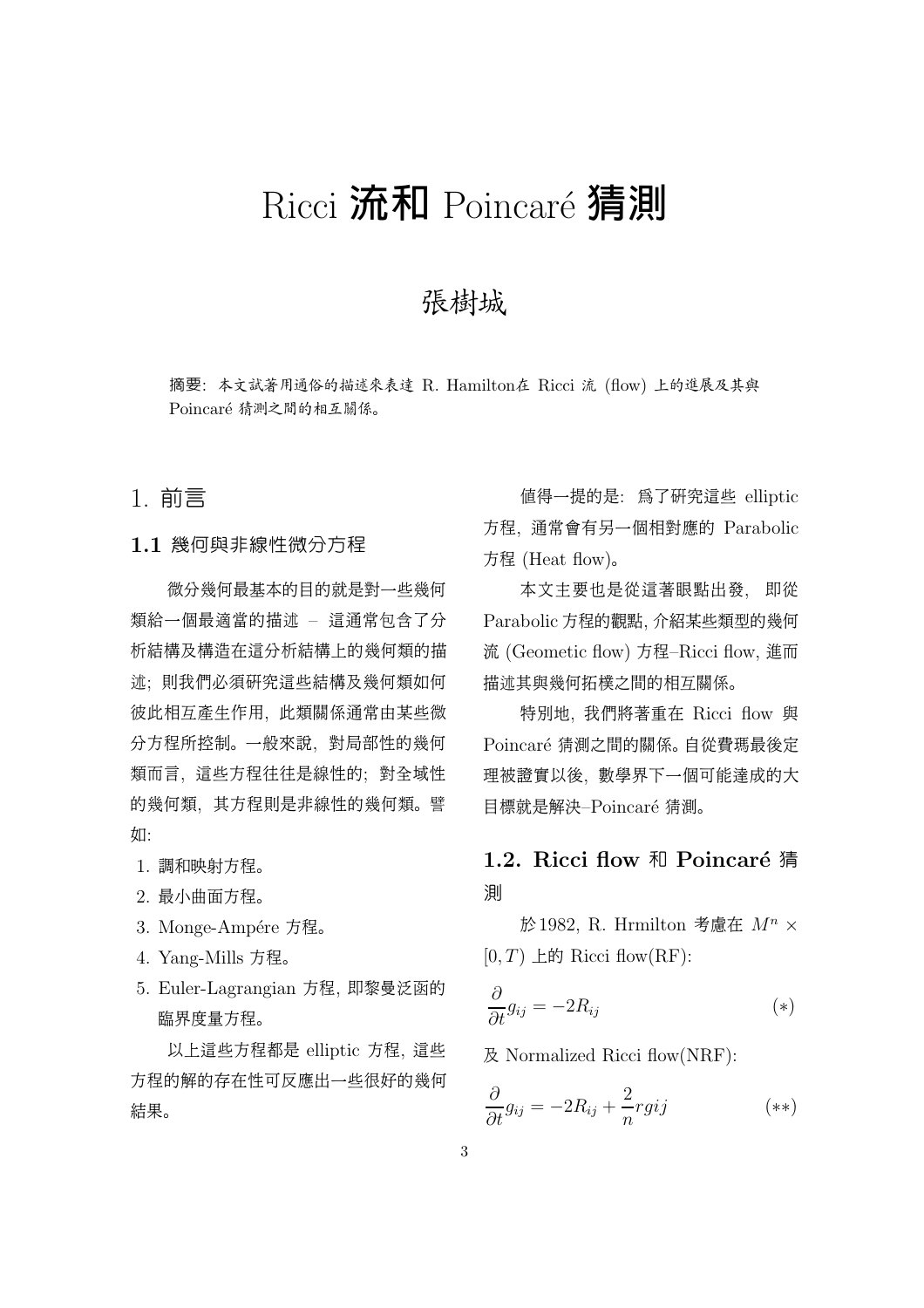# Ricci 流和 Poincaré 猜測

## 張樹城

摘要: 本文試著用通俗的描述來表達 R. Hamilton在 Ricci 流 (flow) 上的進展及其與 Poincaré 猜測之間的相互關係。

## 1. 前言

### 1.1 幾何與非線性微分方程

微分幾何最基本的目的就是對一些幾何類給一個最適當的描述 – 這通常包含了分析結構及構造在這分析結構上的幾何類的描述; 則我們必須研究這些結構及幾何類如何彼此相互產生作用, 此類關係通常由某些微分方程所控制。一般來說, 對局部性的幾何類而言, 這些方程往往是線性的; 對全域性的幾何類, 其方程則是非線性的幾何類。譬如:

1. 調和映射方程。
2. 最小曲面方程。
3. Monge-Ampére 方程。
4. Yang-Mills 方程。
5. Euler-Lagrangian 方程, 即黎曼泛函的臨界度量方程。

以上這些方程都是 elliptic 方程, 這些方程的解的存在性可反應出一些很好的幾何結果。

值得一提的是: 爲了研究這些 elliptic 方程, 通常會有另一個相對應的 Parabolic 方程 (Heat flow)。

本文主要也是從這著眼點出發, 即從 Parabolic 方程的觀點, 介紹某些類型的幾何流 (Geometic flow) 方程–Ricci flow, 進而描述其與幾何拓樸之間的相互關係。

特別地, 我們將著重在 Ricci flow 與 Poincaré 猜測之間的關係。自從費瑪最後定理被證實以後, 數學界下一個可能達成的大目標就是解決–Poincaré 猜測。

### 1.2. Ricci flow 和 Poincaré 猜測

於1982, R. Hrmilton 考慮在 $M^n \times [0,T)$ 上的 Ricci flow(RF):

$$\frac{\partial}{\partial t} g_{ij} = -2R_{ij} \tag{$*$}$$

及 Normalized Ricci flow(NRF):

$$\frac{\partial}{\partial t} g_{ij} = -2R_{ij} + \frac{2}{n} rgij \tag{$**$}$$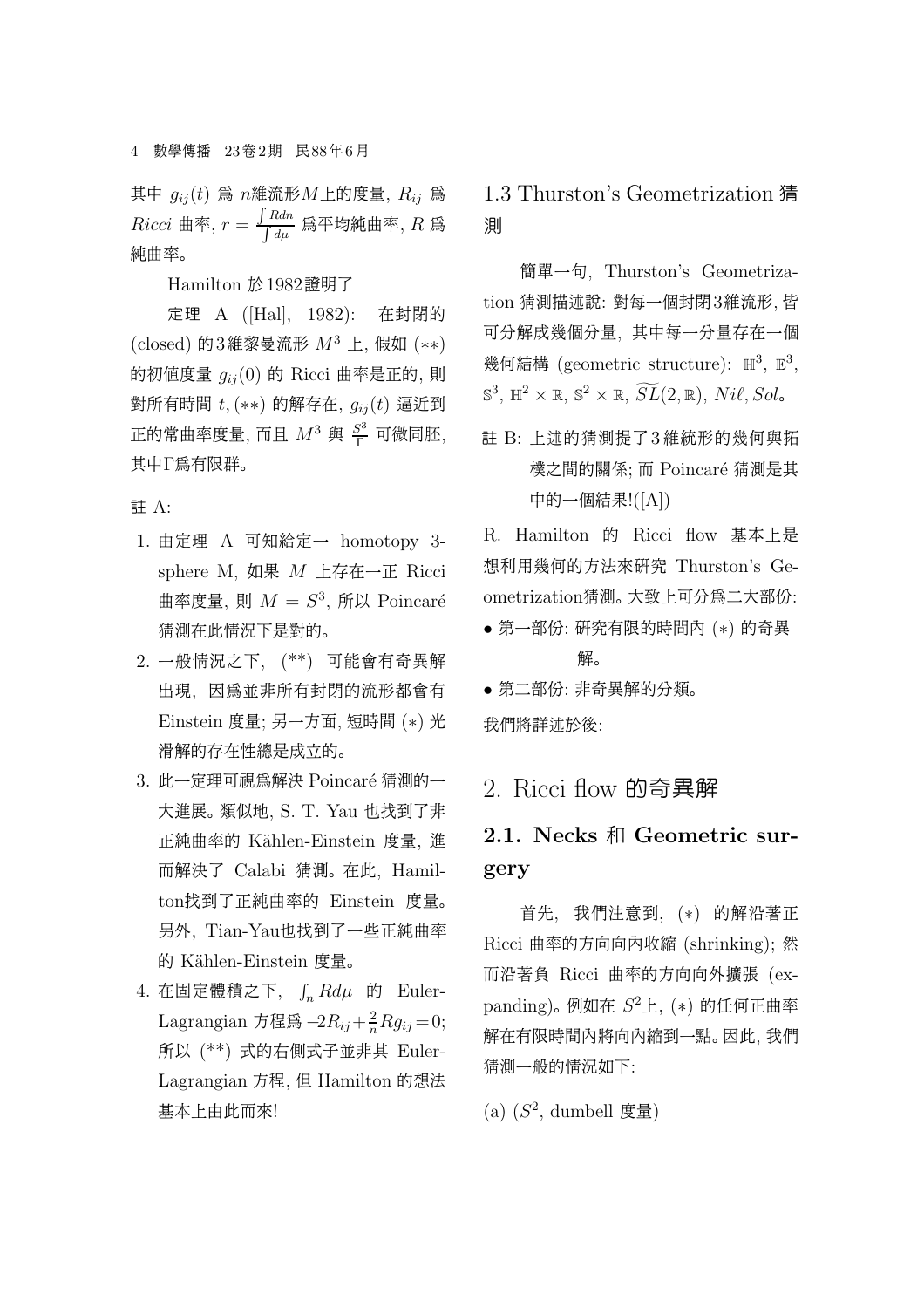其中 $g_{ij}(t)$ 爲 $n$維流形$M$上的度量, $R_{ij}$ 爲 $Ricci$ 曲率, $r = \frac{\int Rdn}{\int d\mu}$ 爲平均純曲率, $R$ 爲純曲率。

Hamilton 於1982證明了

定理 A ([Hal], 1982): 在封閉的 (closed) 的3維黎曼流形 $M^3$ 上, 假如 $(**)$ 的初值度量 $g_{ij}(0)$ 的 Ricci 曲率是正的, 則對所有時間 $t$, $(**)$ 的解存在, $g_{ij}(t)$ 逼近到正的常曲率度量, 而且 $M^3$ 與 $\frac{S^3}{\Gamma}$ 可微同胚, 其中$\Gamma$爲有限群。

註 A:

1. 由定理 A 可知給定一 homotopy 3-sphere M, 如果 $M$ 上存在一正 Ricci 曲率度量, 則 $M = S^3$, 所以 Poincaré 猜測在此情況下是對的。
2. 一般情況之下, (\*\*) 可能會有奇異解出現, 因爲並非所有封閉的流形都會有 Einstein 度量; 另一方面, 短時間 $(*)$ 光滑解的存在性總是成立的。
3. 此一定理可視爲解決 Poincaré 猜測的一大進展。類似地, S. T. Yau 也找到了非正純曲率的 Kählen-Einstein 度量, 進而解決了 Calabi 猜測。在此, Hamilton找到了正純曲率的 Einstein 度量。另外, Tian-Yau也找到了一些正純曲率的 Kählen-Einstein 度量。
4. 在固定體積之下, $\int_n Rd\mu$ 的 Euler-Lagrangian 方程爲 $-2R_{ij}+\frac{2}{n}Rg_{ij}=0$; 所以 (\*\*) 式的右側式子並非其 Euler-Lagrangian 方程, 但 Hamilton 的想法基本上由此而來!

## 1.3 Thurston's Geometrization 猜測

簡單一句, Thurston's Geometrization 猜測描述說: 對每一個封閉3維流形, 皆可分解成幾個分量, 其中每一分量存在一個幾何結構 (geometric structure): $\mathbb{H}^3$, $\mathbb{E}^3$, $\mathbb{S}^3$, $\mathbb{H}^2\times\mathbb{R}$, $\mathbb{S}^2\times\mathbb{R}$, $\widetilde{SL}(2,\mathbb{R})$, $Ni\ell$, $Sol$。

註 B: 上述的猜測提了3維統形的幾何與拓樸之間的關係; 而 Poincaré 猜測是其中的一個結果!([A])

R. Hamilton 的 Ricci flow 基本上是想利用幾何的方法來研究 Thurston's Geometrization猜測。大致上可分爲二大部份:

- 第一部份: 研究有限的時間內 $(*)$ 的奇異解。
- 第二部份: 非奇異解的分類。

我們將詳述於後:

# 2. Ricci flow 的奇異解

## 2.1. Necks 和 Geometric surgery

首先, 我們注意到, $(*)$ 的解沿著正 Ricci 曲率的方向向內收縮 (shrinking); 然而沿著負 Ricci 曲率的方向向外擴張 (expanding)。例如在 $S^2$上, $(*)$ 的任何正曲率解在有限時間內將向內縮到一點。因此, 我們猜測一般的情況如下:

(a) ($S^2$, dumbell 度量)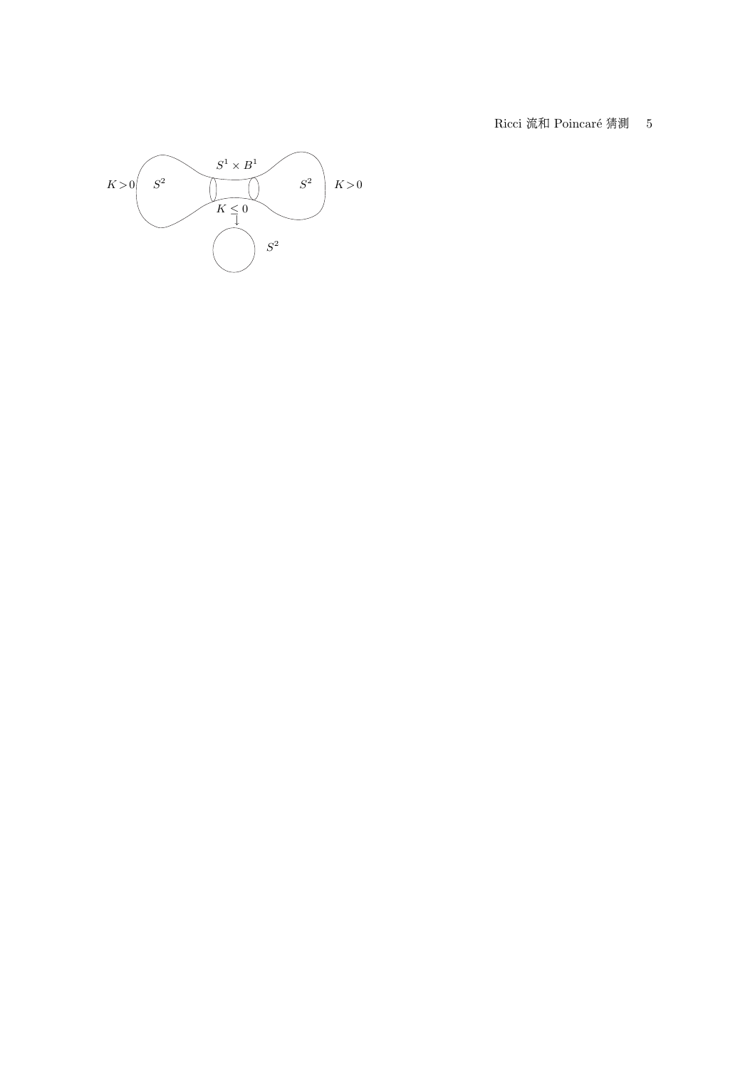$K>0$ $S^2$ $S^1 \times B^1$ $S^2$ $K>0$

$K \leq 0$

$S^2$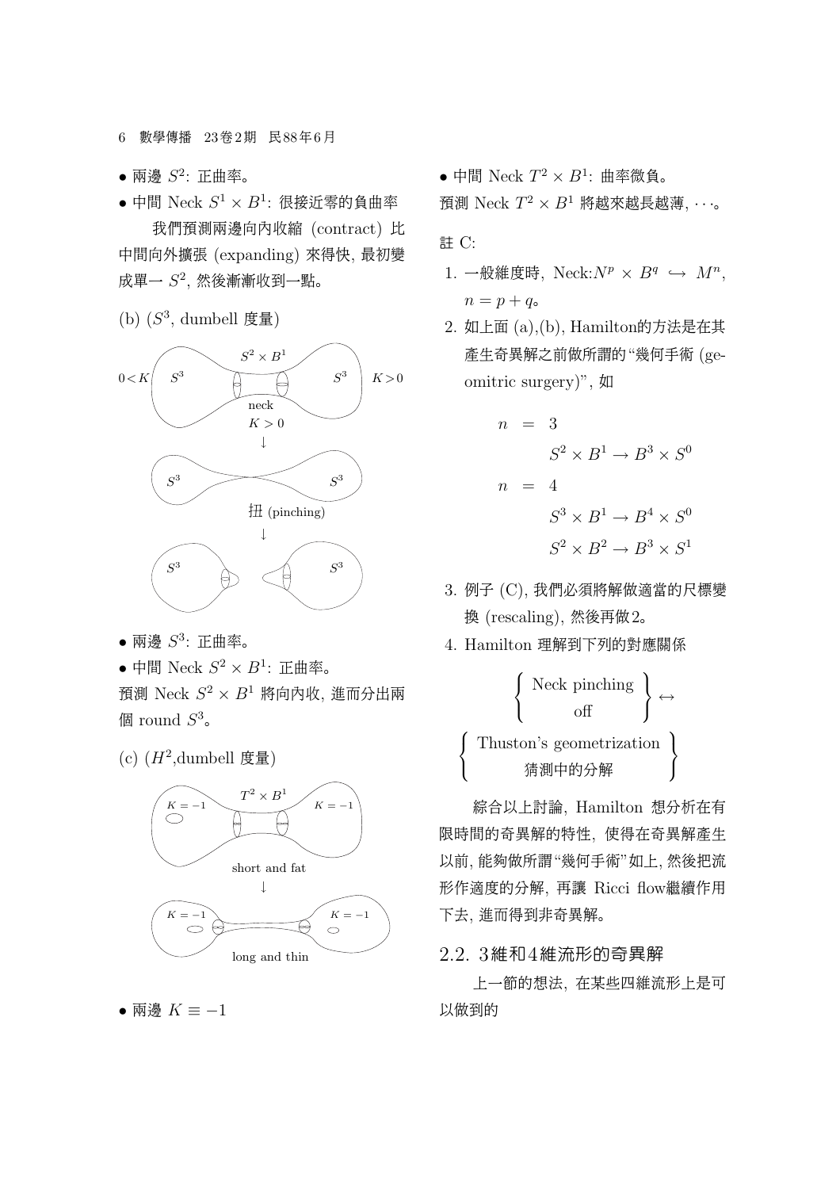- 兩邊 $S^2$: 正曲率。
- 中間 Neck $S^1 \times B^1$: 很接近零的負曲率

我們預測兩邊向內收縮 (contract) 比中間向外擴張 (expanding) 來得快, 最初變成單一 $S^2$, 然後漸漸收到一點。

(b) ($S^3$, dumbell 度量)

$0<K$ $S^3$ $S^2 \times B^1$ $S^3$ $K>0$

neck

$K>0$

↓

$S^3$ $S^3$

扭 (pinching)

↓

$S^3$ $S^3$

- 兩邊 $S^3$: 正曲率。
- 中間 Neck $S^2 \times B^1$: 正曲率。

預測 Neck $S^2 \times B^1$ 將向內收, 進而分出兩個 round $S^3$。

(c) ($H^2$,dumbell 度量)

$K=-1$ $T^2 \times B^1$ $K=-1$

short and fat

↓

$K=-1$ $K=-1$

long and thin

- 兩邊 $K \equiv -1$
- 中間 Neck $T^2 \times B^1$: 曲率微負。

預測 Neck $T^2 \times B^1$ 將越來越長越薄, $\cdots$。

註 C:

1. 一般維度時, Neck:$N^p \times B^q \hookrightarrow M^n$, $n = p + q$。
2. 如上面 (a),(b), Hamilton的方法是在其產生奇異解之前做所謂的"幾何手術 (geomitric surgery)", 如

$$
\begin{aligned}
n &= 3 \\
&\quad S^2 \times B^1 \to B^3 \times S^0 \\
n &= 4 \\
&\quad S^3 \times B^1 \to B^4 \times S^0 \\
&\quad S^2 \times B^2 \to B^3 \times S^1
\end{aligned}
$$

3. 例子 (C), 我們必須將解做適當的尺標變換 (rescaling), 然後再做2。
4. Hamilton 理解到下列的對應關係

$$
\left\{ \begin{array}{c} \text{Neck pinching} \\ \text{off} \end{array} \right\} \leftrightarrow
$$

$$
\left\{ \begin{array}{c} \text{Thuston's geometrization} \\ \text{猜測中的分解} \end{array} \right\}
$$

綜合以上討論, Hamilton 想分析在有限時間的奇異解的特性, 使得在奇異解產生以前, 能夠做所謂"幾何手術"如上, 然後把流形作適度的分解, 再讓 Ricci flow繼續作用下去, 進而得到非奇異解。

## 2.2. 3維和4維流形的奇異解

上一節的想法, 在某些四維流形上是可以做到的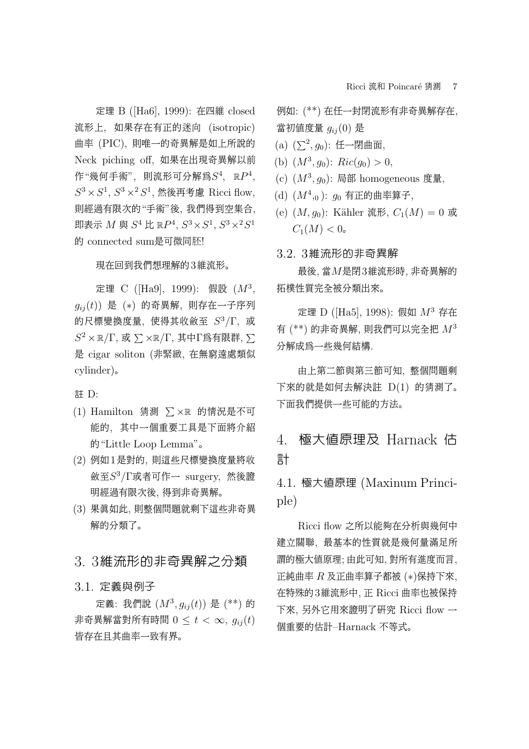定理 B ([Ha6], 1999): 在四維 closed 流形上, 如果存在有正的迷向 (isotropic) 曲率 (PIC), 則唯一的奇異解是如上所說的 Neck piching off, 如果在出現奇異解以前作"幾何手術", 則流形可分解爲$S^4$, $\mathbb{R}P^4$, $S^3\times S^1$, $S^3\times^2 S^1$, 然後再考慮 Ricci flow, 則經過有限次的"手術"後, 我們得到空集合, 即表示 $M$ 與 $S^4$ 比 $\mathbb{R}P^4$, $S^3\times S^1$, $S^3\times^2 S^1$ 的 connected sum是可微同胚!

現在回到我們想理解的3維流形。

定理 C ([Ha9], 1999): 假設 $(M^3, g_{ij}(t))$ 是 $(*)$ 的奇異解, 則存在一子序列的尺標變換度量, 使得其收斂至 $S^3/\Gamma$, 或 $S^2\times\mathbb{R}/\Gamma$, 或 $\sum\times\mathbb{R}/\Gamma$, 其中$\Gamma$爲有限群, $\sum$ 是 cigar soliton (非緊緻, 在無窮遠處類似 cylinder)。

註 D:

(1) Hamilton 猜測 $\sum\times\mathbb{R}$ 的情況是不可能的, 其中一個重要工具是下面將介紹的"Little Loop Lemma"。
(2) 例如1是對的, 則這些尺標變換度量將收斂至$S^3/\Gamma$或者可作一 surgery, 然後證明經過有限次後, 得到非奇異解。
(3) 果眞如此, 則整個問題就剩下這些非奇異解的分類了。

## 3. 3維流形的非奇異解之分類

### 3.1. 定義與例子

定義: 我們說 $(M^3, g_{ij}(t))$ 是 $(**)$ 的非奇異解當對所有時間 $0\le t<\infty$, $g_{ij}(t)$ 皆存在且其曲率一致有界。

例如: $(**)$ 在任一封閉流形有非奇異解存在, 當初值度量 $g_{ij}(0)$ 是

(a) $(\sum^2, g_0)$: 任一閉曲面,
(b) $(M^3, g_0)$: $Ric(g_0)>0$,
(c) $(M^3, g_0)$: 局部 homogeneous 度量,
(d) $(M^4,_0)$: $g_0$ 有正的曲率算子,
(e) $(M, g_0)$: Kähler 流形, $C_1(M)=0$ 或 $C_1(M)<0$。

### 3.2. 3維流形的非奇異解

最後, 當$M$是閉3維流形時, 非奇異解的拓樸性質完全被分類出來。

定理 D ([Ha5], 1998): 假如 $M^3$ 存在有 $(**)$ 的非奇異解, 則我們可以完全把 $M^3$ 分解成爲一些幾何結構.

由上第二節與第三節可知, 整個問題剩下來的就是如何去解決註 D(1) 的猜測了。下面我們提供一些可能的方法。

## 4. 極大値原理及 Harnack 估計

### 4.1. 極大値原理 (Maxinum Principle)

Ricci flow 之所以能夠在分析與幾何中建立關聯, 最基本的性質就是幾何量滿足所謂的極大値原理; 由此可知, 對所有進度而言, 正純曲率 $R$ 及正曲率算子都被 $(*)$保持下來, 在特殊的3維流形中, 正 Ricci 曲率也被保持下來, 另外它用來證明了研究 Ricci flow 一個重要的估計–Harnack 不等式。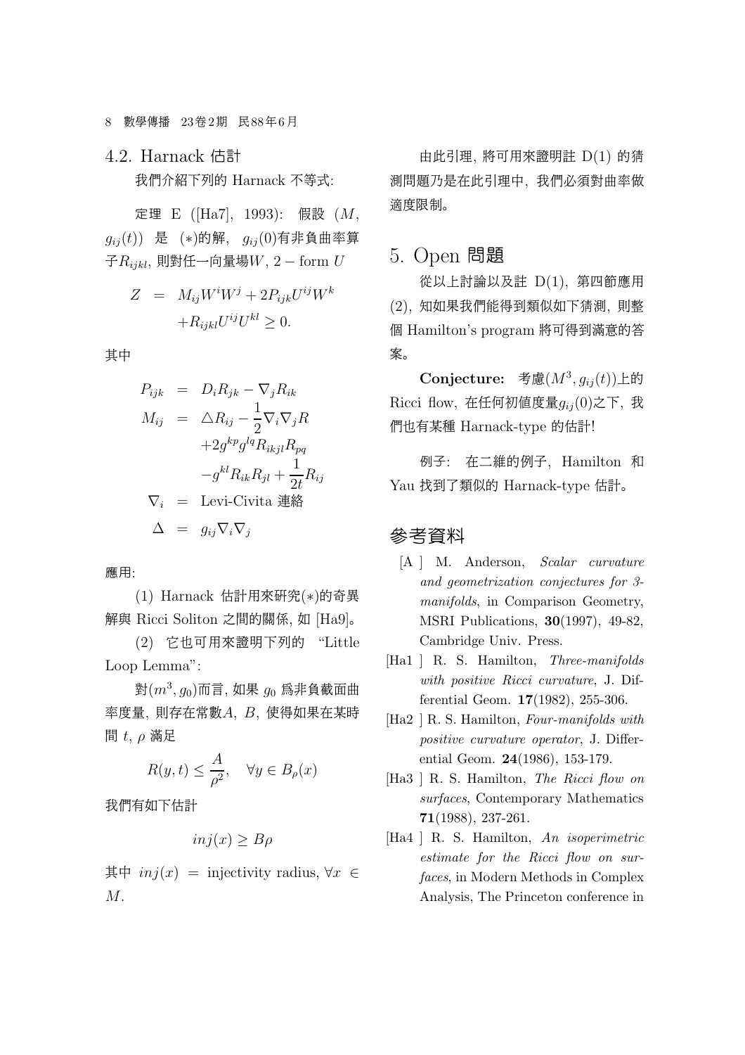## 4.2. Harnack 估計

我們介紹下列的 Harnack 不等式:

定理 E ([Ha7], 1993): 假設 $(M, g_{ij}(t))$ 是 $(*)$的解, $g_{ij}(0)$有非負曲率算子$R_{ijkl}$, 則對任一向量場$W$, $2-\text{form}\ U$

$$\begin{aligned} Z &= M_{ij}W^iW^j + 2P_{ijk}U^{ij}W^k \\ &\quad + R_{ijkl}U^{ij}U^{kl} \geq 0. \end{aligned}$$

其中

$$\begin{aligned} P_{ijk} &= D_iR_{jk} - \nabla_jR_{ik} \\ M_{ij} &= \triangle R_{ij} - \frac{1}{2}\nabla_i\nabla_jR \\ &\quad + 2g^{kp}g^{lq}R_{ikjl}R_{pq} \\ &\quad - g^{kl}R_{ik}R_{jl} + \frac{1}{2t}R_{ij} \\ \nabla_i &= \text{Levi-Civita 連絡} \\ \Delta &= g_{ij}\nabla_i\nabla_j \end{aligned}$$

應用:

(1) Harnack 估計用來研究$(*)$的奇異解與 Ricci Soliton 之間的關係, 如 [Ha9]。

(2) 它也可用來證明下列的 "Little Loop Lemma":

對$(m^3, g_0)$而言, 如果 $g_0$ 爲非負截面曲率度量, 則存在常數$A$, $B$, 使得如果在某時間 $t$, $\rho$ 滿足

$$R(y,t) \leq \frac{A}{\rho^2}, \quad \forall y \in B_\rho(x)$$

我們有如下估計

$$inj(x) \geq B\rho$$

其中 $inj(x) = \text{injectivity radius}, \forall x \in M$.

由此引理, 將可用來證明註 D(1) 的猜測問題乃是在此引理中, 我們必須對曲率做適度限制。

# 5. Open 問題

從以上討論以及註 D(1), 第四節應用 (2), 知如果我們能得到類似如下猜測, 則整個 Hamilton's program 將可得到滿意的答案。

**Conjecture:** 考慮$(M^3, g_{ij}(t))$上的 Ricci flow, 在任何初値度量$g_{ij}(0)$之下, 我們也有某種 Harnack-type 的估計!

例子: 在二維的例子, Hamilton 和 Yau 找到了類似的 Harnack-type 估計。

# 參考資料

[A ] M. Anderson, *Scalar curvature and geometrization conjectures for 3-manifolds*, in Comparison Geometry, MSRI Publications, **30**(1997), 49-82, Cambridge Univ. Press.

[Ha1 ] R. S. Hamilton, *Three-manifolds with positive Ricci curvature*, J. Differential Geom. **17**(1982), 255-306.

[Ha2 ] R. S. Hamilton, *Four-manifolds with positive curvature operator*, J. Differential Geom. **24**(1986), 153-179.

[Ha3 ] R. S. Hamilton, *The Ricci flow on surfaces*, Contemporary Mathematics **71**(1988), 237-261.

[Ha4 ] R. S. Hamilton, *An isoperimetric estimate for the Ricci flow on surfaces*, in Modern Methods in Complex Analysis, The Princeton conference in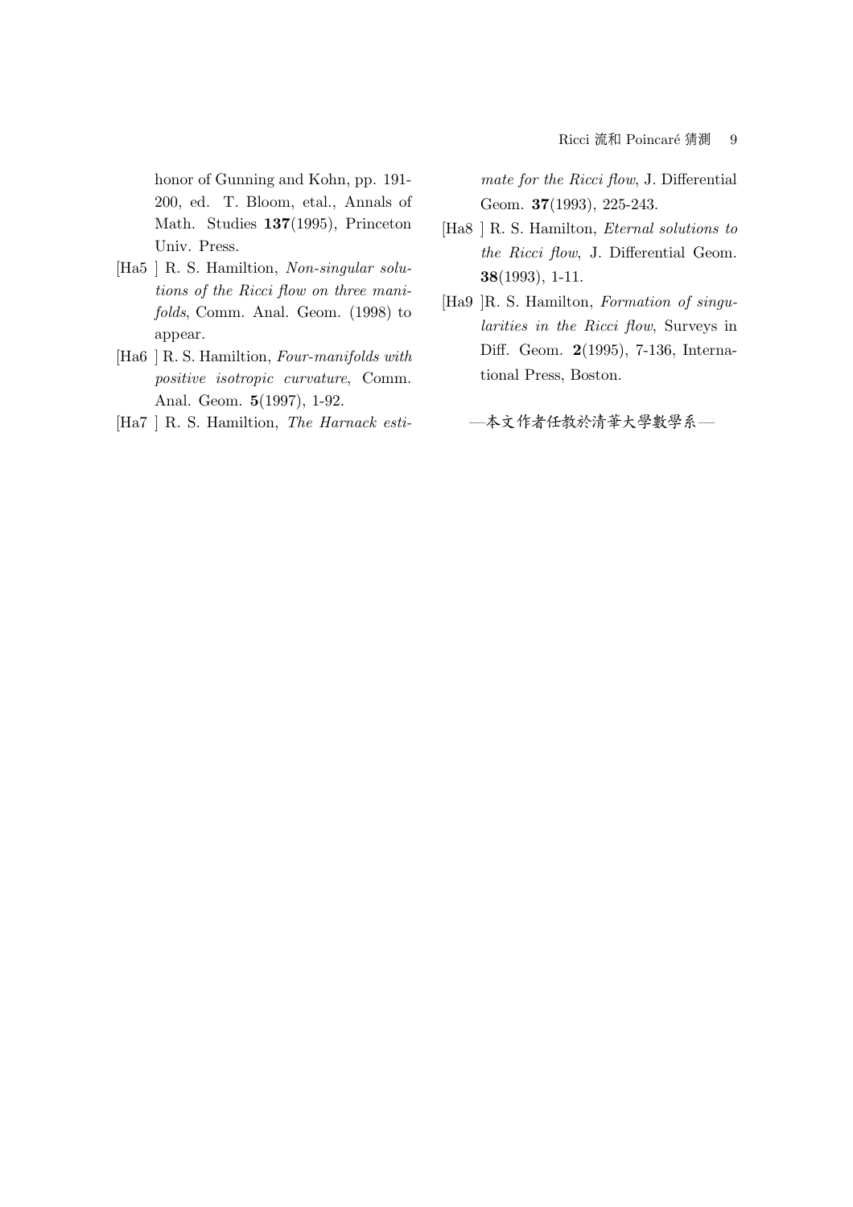honor of Gunning and Kohn, pp. 191-200, ed. T. Bloom, etal., Annals of Math. Studies **137**(1995), Princeton Univ. Press.

[Ha5 ] R. S. Hamiltion, *Non-singular solutions of the Ricci flow on three manifolds*, Comm. Anal. Geom. (1998) to appear.

[Ha6 ] R. S. Hamiltion, *Four-manifolds with positive isotropic curvature*, Comm. Anal. Geom. **5**(1997), 1-92.

[Ha7 ] R. S. Hamiltion, *The Harnack estimate for the Ricci flow*, J. Differential Geom. **37**(1993), 225-243.

[Ha8 ] R. S. Hamilton, *Eternal solutions to the Ricci flow*, J. Differential Geom. **38**(1993), 1-11.

[Ha9 ]R. S. Hamilton, *Formation of singularities in the Ricci flow*, Surveys in Diff. Geom. **2**(1995), 7-136, International Press, Boston.

—本文作者任教於清華大學數學系—